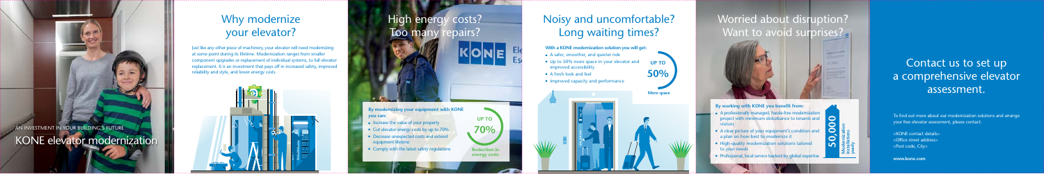AN INVESTMENT IN YOUR BUILDING'S FUTURE

# KONE elevator modernization

## Why modernize your elevator?

Just like any other piece of machinery, your elevator will need modernizing at some point during its lifetime. Modernization ranges from smaller component upgrades or replacement of individual systems, to full elevator replacement. It is an investment that pays off in increased safety, improved reliability and style, and lower energy costs.

## High energy costs? Too many repairs?

**By modernizing your equipment with KONE you can:**

- Increase the value of your property
- Cut elevator energy costs by up to 70%
- Decrease unexpected costs and extend equipment lifetime
- Comply with the latest safety regulations

**UP TO 70%**
Reduction in energy costs

## Noisy and uncomfortable? Long waiting times?

**With a KONE modernization solution you will get:**

- A safer, smoother, and quieter ride
- Up to 50% more space in your elevator and improved accessibility
- A fresh look and feel
- Improved capacity and performance

**UP TO 50%**
More space

## Worried about disruption? Want to avoid surprises?

**By working with KONE you benefit from:**

- A professionally managed, hassle-free modernization project with minimum disturbance to tenants and visitors
- A clear picture of your equipment's condition and a plan on how best to modernize it
- High-quality modernization solutions tailored to your needs
- Professional, local service backed by global expertise

**50,000**
Modernization installations yearly

## Contact us to set up a comprehensive elevator assessment.

To find out more about our modernization solutions and arrange your free elevator assessment, please contact:

<KONE contact details>
<Office street address>
<Post code, City>

**www.kone.com**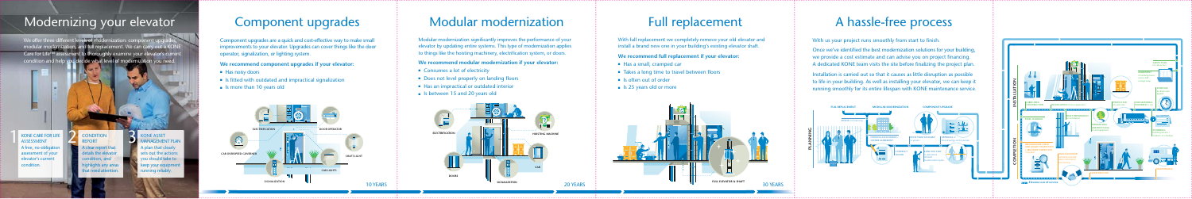## Modernizing your elevator

We offer three different levels of modernization: component upgrades, modular modernization, and full replacement. We can carry out a KONE Care for Life™ assessment to thoroughly examine your elevator's current condition and help you decide what level of modernization you need.

1 KONE CARE FOR LIFE ASSESSMENT
A free, no-obligation assessment of your elevator's current condition.

2 CONDITION REPORT
A clear report that details the elevator condition, and highlights any areas that need attention.

3 KONE ASSET MANAGEMENT PLAN
A plan that clearly sets out the actions you should take to keep your equipment running reliably.

## Component upgrades

Component upgrades are a quick and cost-effective way to make small improvements to your elevator. Upgrades can cover things like the door operator, signalization, or lighting system.

**We recommend component upgrades if your elevator:**

- Has noisy doors
- Is fitted with outdated and impractical signalization
- Is more than 10 years old

ELECTRIFICATION
DOOR OPERATOR
CAR OVERSPEED GOVERNOR
SHAFT LIGHT
CAR LIGHTS
SIGNALIZATION
10 YEARS

## Modular modernization

Modular modernization significantly improves the performance of your elevator by updating entire systems. This type of modernization applies to things like the hoisting machinery, electrification system, or doors.

**We recommend modular modernization if your elevator:**

- Consumes a lot of electricity
- Does not level properly on landing floors
- Has an impractical or outdated interior
- Is between 15 and 20 years old

ELECTRIFICATION
HOISTING MACHINE
CAR
DOORS
SIGNALIZATION
20 YEARS

## Full replacement

With full replacement we completely remove your old elevator and install a brand new one in your building's existing elevator shaft.

**We recommend full replacement if your elevator:**

- Has a small, cramped car
- Takes a long time to travel between floors
- Is often out of order
- Is 25 years old or more

FULL ELEVATOR & SHAFT
30 YEARS

## A hassle-free process

With us your project runs smoothly from start to finish.

Once we've identified the best modernization solutions for your building, we provide a cost estimate and can advise you on project financing. A dedicated KONE team visits the site before finalizing the project plan.

Installation is carried out so that it causes as little disruption as possible to life in your building. As well as installing your elevator, we can keep it running smoothly for its entire lifespan with KONE maintenance service.

PLANNING
INSTALLATION
COMPLETION
FULL REPLACEMENT
MODULAR MODERNIZATION
COMPONENT UPGRADE